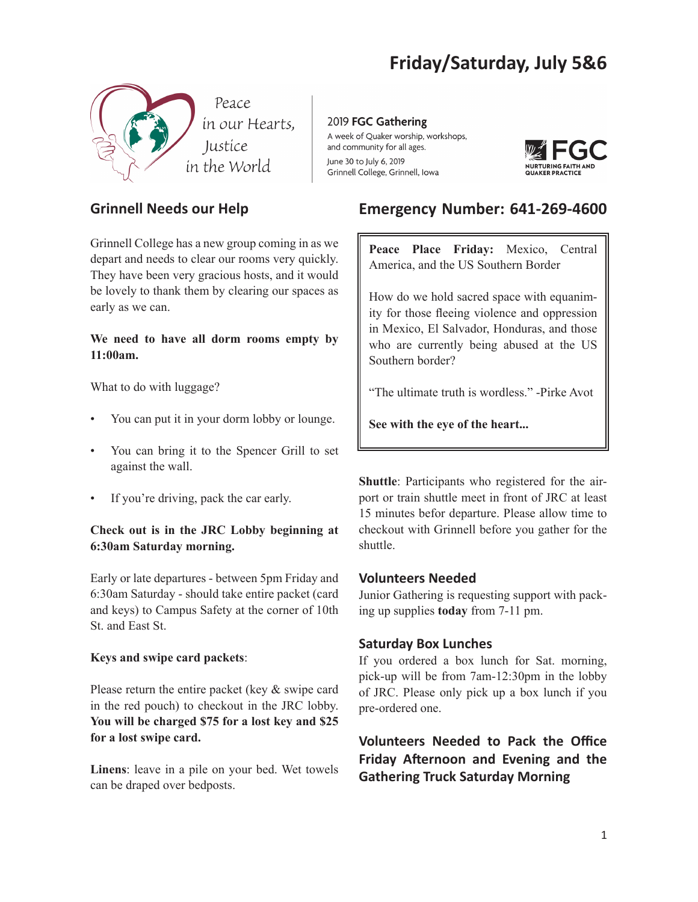# Friday/Saturday, July 5&6

Peace in our Hearts, Justice in the World

2019 **FGC Gathering**
A week of Quaker worship, workshops, and community for all ages.
June 30 to July 6, 2019
Grinnell College, Grinnell, Iowa

FGC
NURTURING FAITH AND QUAKER PRACTICE

## Grinnell Needs our Help

Grinnell College has a new group coming in as we depart and needs to clear our rooms very quickly. They have been very gracious hosts, and it would be lovely to thank them by clearing our spaces as early as we can.

**We need to have all dorm rooms empty by 11:00am.**

What to do with luggage?

- You can put it in your dorm lobby or lounge.
- You can bring it to the Spencer Grill to set against the wall.
- If you're driving, pack the car early.

**Check out is in the JRC Lobby beginning at 6:30am Saturday morning.**

Early or late departures - between 5pm Friday and 6:30am Saturday - should take entire packet (card and keys) to Campus Safety at the corner of 10th St. and East St.

**Keys and swipe card packets**:

Please return the entire packet (key & swipe card in the red pouch) to checkout in the JRC lobby. **You will be charged $75 for a lost key and $25 for a lost swipe card.**

**Linens**: leave in a pile on your bed. Wet towels can be draped over bedposts.

## Emergency Number: 641-269-4600

**Peace Place Friday:** Mexico, Central America, and the US Southern Border

How do we hold sacred space with equanimity for those fleeing violence and oppression in Mexico, El Salvador, Honduras, and those who are currently being abused at the US Southern border?

"The ultimate truth is wordless." -Pirke Avot

**See with the eye of the heart...**

**Shuttle**: Participants who registered for the airport or train shuttle meet in front of JRC at least 15 minutes befor departure. Please allow time to checkout with Grinnell before you gather for the shuttle.

### Volunteers Needed

Junior Gathering is requesting support with packing up supplies **today** from 7-11 pm.

### Saturday Box Lunches

If you ordered a box lunch for Sat. morning, pick-up will be from 7am-12:30pm in the lobby of JRC. Please only pick up a box lunch if you pre-ordered one.

### Volunteers Needed to Pack the Office Friday Afternoon and Evening and the Gathering Truck Saturday Morning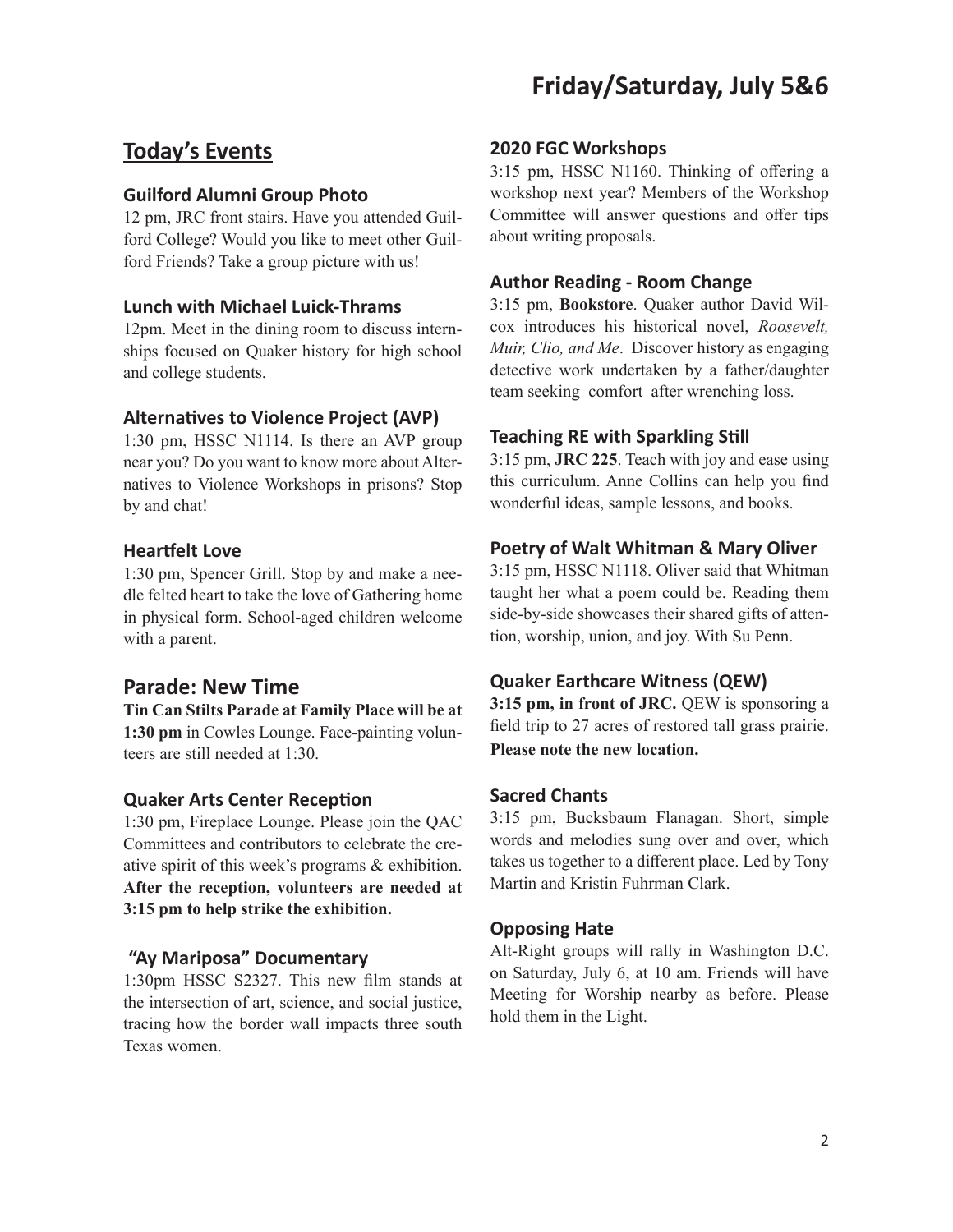# Friday/Saturday, July 5&6

## Today's Events

### Guilford Alumni Group Photo

12 pm, JRC front stairs. Have you attended Guilford College? Would you like to meet other Guilford Friends? Take a group picture with us!

### Lunch with Michael Luick-Thrams

12pm. Meet in the dining room to discuss internships focused on Quaker history for high school and college students.

### Alternatives to Violence Project (AVP)

1:30 pm, HSSC N1114. Is there an AVP group near you? Do you want to know more about Alternatives to Violence Workshops in prisons? Stop by and chat!

### Heartfelt Love

1:30 pm, Spencer Grill. Stop by and make a needle felted heart to take the love of Gathering home in physical form. School-aged children welcome with a parent.

## Parade: New Time

**Tin Can Stilts Parade at Family Place will be at 1:30 pm** in Cowles Lounge. Face-painting volunteers are still needed at 1:30.

### Quaker Arts Center Reception

1:30 pm, Fireplace Lounge. Please join the QAC Committees and contributors to celebrate the creative spirit of this week's programs & exhibition. **After the reception, volunteers are needed at 3:15 pm to help strike the exhibition.**

### "Ay Mariposa" Documentary

1:30pm HSSC S2327. This new film stands at the intersection of art, science, and social justice, tracing how the border wall impacts three south Texas women.

### 2020 FGC Workshops

3:15 pm, HSSC N1160. Thinking of offering a workshop next year? Members of the Workshop Committee will answer questions and offer tips about writing proposals.

### Author Reading - Room Change

3:15 pm, **Bookstore**. Quaker author David Wilcox introduces his historical novel, *Roosevelt, Muir, Clio, and Me*. Discover history as engaging detective work undertaken by a father/daughter team seeking comfort after wrenching loss.

### Teaching RE with Sparkling Still

3:15 pm, **JRC 225**. Teach with joy and ease using this curriculum. Anne Collins can help you find wonderful ideas, sample lessons, and books.

### Poetry of Walt Whitman & Mary Oliver

3:15 pm, HSSC N1118. Oliver said that Whitman taught her what a poem could be. Reading them side-by-side showcases their shared gifts of attention, worship, union, and joy. With Su Penn.

### Quaker Earthcare Witness (QEW)

**3:15 pm, in front of JRC.** QEW is sponsoring a field trip to 27 acres of restored tall grass prairie. **Please note the new location.**

### Sacred Chants

3:15 pm, Bucksbaum Flanagan. Short, simple words and melodies sung over and over, which takes us together to a different place. Led by Tony Martin and Kristin Fuhrman Clark.

### Opposing Hate

Alt-Right groups will rally in Washington D.C. on Saturday, July 6, at 10 am. Friends will have Meeting for Worship nearby as before. Please hold them in the Light.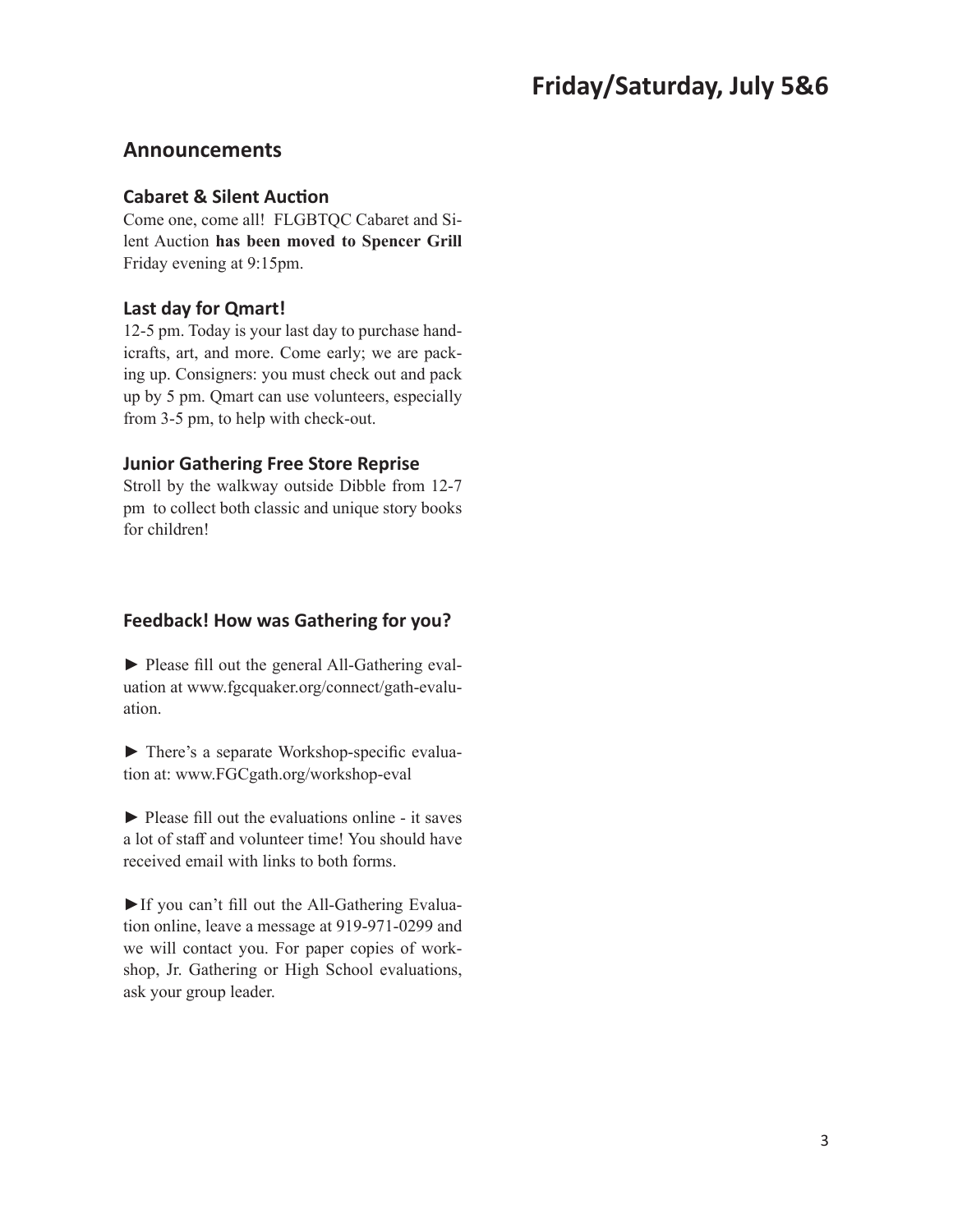# Friday/Saturday, July 5&6

## Announcements

### Cabaret & Silent Auction

Come one, come all! FLGBTQC Cabaret and Silent Auction **has been moved to Spencer Grill** Friday evening at 9:15pm.

### Last day for Qmart!

12-5 pm. Today is your last day to purchase handicrafts, art, and more. Come early; we are packing up. Consigners: you must check out and pack up by 5 pm. Qmart can use volunteers, especially from 3-5 pm, to help with check-out.

### Junior Gathering Free Store Reprise

Stroll by the walkway outside Dibble from 12-7 pm to collect both classic and unique story books for children!

### Feedback! How was Gathering for you?

► Please fill out the general All-Gathering evaluation at www.fgcquaker.org/connect/gath-evaluation.

► There's a separate Workshop-specific evaluation at: www.FGCgath.org/workshop-eval

► Please fill out the evaluations online - it saves a lot of staff and volunteer time! You should have received email with links to both forms.

►If you can't fill out the All-Gathering Evaluation online, leave a message at 919-971-0299 and we will contact you. For paper copies of workshop, Jr. Gathering or High School evaluations, ask your group leader.